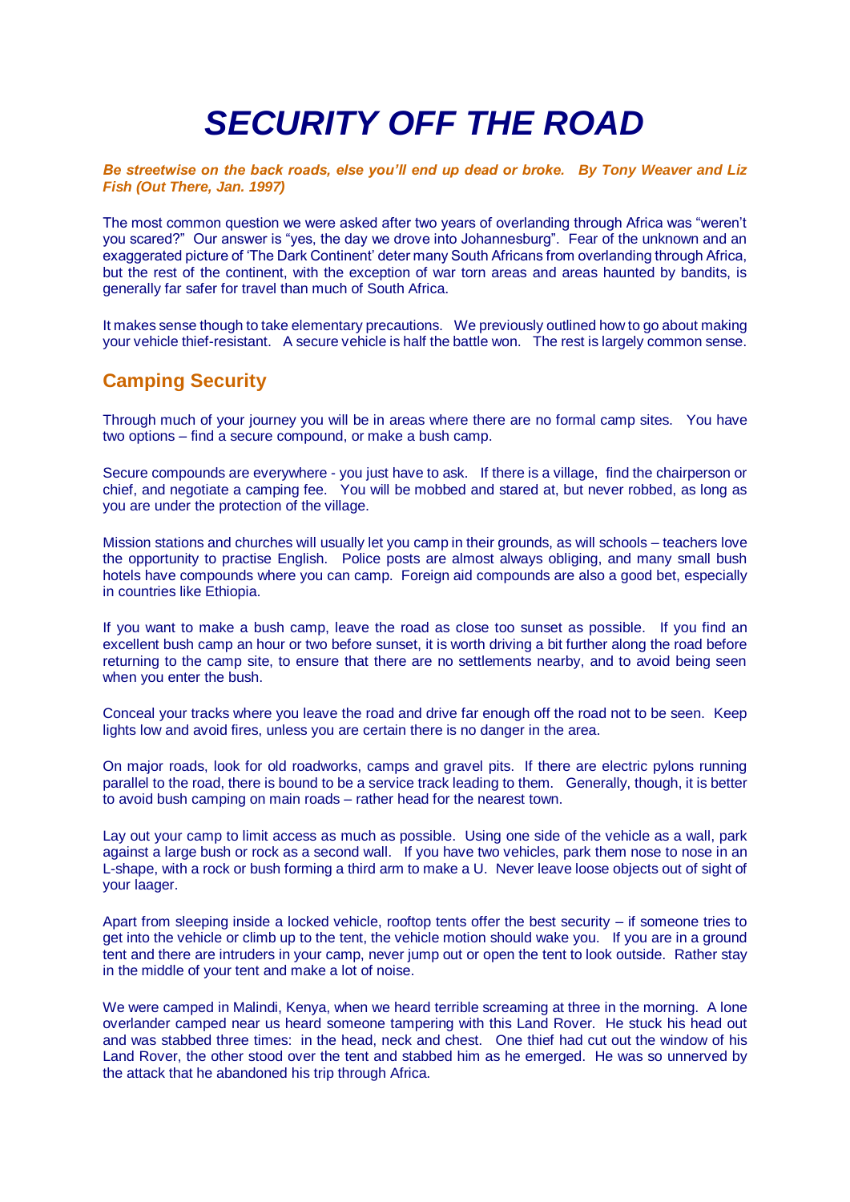# SECURITY OFF THE ROAD

***Be streetwise on the back roads, else you'll end up dead or broke. By Tony Weaver and Liz Fish (Out There, Jan. 1997)***

The most common question we were asked after two years of overlanding through Africa was "weren't you scared?" Our answer is "yes, the day we drove into Johannesburg". Fear of the unknown and an exaggerated picture of 'The Dark Continent' deter many South Africans from overlanding through Africa, but the rest of the continent, with the exception of war torn areas and areas haunted by bandits, is generally far safer for travel than much of South Africa.

It makes sense though to take elementary precautions. We previously outlined how to go about making your vehicle thief-resistant. A secure vehicle is half the battle won. The rest is largely common sense.

## Camping Security

Through much of your journey you will be in areas where there are no formal camp sites. You have two options – find a secure compound, or make a bush camp.

Secure compounds are everywhere - you just have to ask. If there is a village, find the chairperson or chief, and negotiate a camping fee. You will be mobbed and stared at, but never robbed, as long as you are under the protection of the village.

Mission stations and churches will usually let you camp in their grounds, as will schools – teachers love the opportunity to practise English. Police posts are almost always obliging, and many small bush hotels have compounds where you can camp. Foreign aid compounds are also a good bet, especially in countries like Ethiopia.

If you want to make a bush camp, leave the road as close too sunset as possible. If you find an excellent bush camp an hour or two before sunset, it is worth driving a bit further along the road before returning to the camp site, to ensure that there are no settlements nearby, and to avoid being seen when you enter the bush.

Conceal your tracks where you leave the road and drive far enough off the road not to be seen. Keep lights low and avoid fires, unless you are certain there is no danger in the area.

On major roads, look for old roadworks, camps and gravel pits. If there are electric pylons running parallel to the road, there is bound to be a service track leading to them. Generally, though, it is better to avoid bush camping on main roads – rather head for the nearest town.

Lay out your camp to limit access as much as possible. Using one side of the vehicle as a wall, park against a large bush or rock as a second wall. If you have two vehicles, park them nose to nose in an L-shape, with a rock or bush forming a third arm to make a U. Never leave loose objects out of sight of your laager.

Apart from sleeping inside a locked vehicle, rooftop tents offer the best security – if someone tries to get into the vehicle or climb up to the tent, the vehicle motion should wake you. If you are in a ground tent and there are intruders in your camp, never jump out or open the tent to look outside. Rather stay in the middle of your tent and make a lot of noise.

We were camped in Malindi, Kenya, when we heard terrible screaming at three in the morning. A lone overlander camped near us heard someone tampering with this Land Rover. He stuck his head out and was stabbed three times: in the head, neck and chest. One thief had cut out the window of his Land Rover, the other stood over the tent and stabbed him as he emerged. He was so unnerved by the attack that he abandoned his trip through Africa.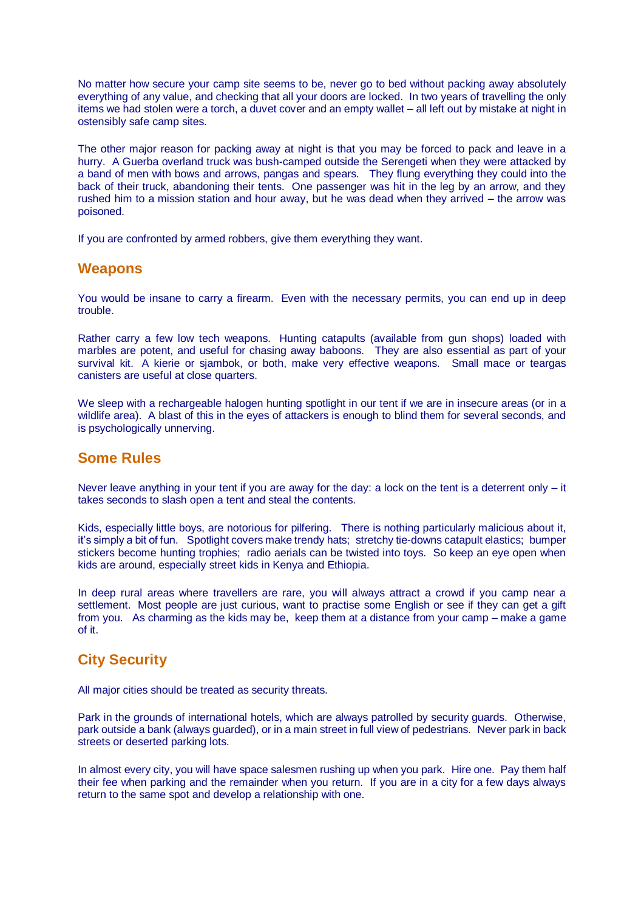No matter how secure your camp site seems to be, never go to bed without packing away absolutely everything of any value, and checking that all your doors are locked. In two years of travelling the only items we had stolen were a torch, a duvet cover and an empty wallet – all left out by mistake at night in ostensibly safe camp sites.

The other major reason for packing away at night is that you may be forced to pack and leave in a hurry. A Guerba overland truck was bush-camped outside the Serengeti when they were attacked by a band of men with bows and arrows, pangas and spears. They flung everything they could into the back of their truck, abandoning their tents. One passenger was hit in the leg by an arrow, and they rushed him to a mission station and hour away, but he was dead when they arrived – the arrow was poisoned.

If you are confronted by armed robbers, give them everything they want.

## Weapons

You would be insane to carry a firearm. Even with the necessary permits, you can end up in deep trouble.

Rather carry a few low tech weapons. Hunting catapults (available from gun shops) loaded with marbles are potent, and useful for chasing away baboons. They are also essential as part of your survival kit. A kierie or sjambok, or both, make very effective weapons. Small mace or teargas canisters are useful at close quarters.

We sleep with a rechargeable halogen hunting spotlight in our tent if we are in insecure areas (or in a wildlife area). A blast of this in the eyes of attackers is enough to blind them for several seconds, and is psychologically unnerving.

## Some Rules

Never leave anything in your tent if you are away for the day: a lock on the tent is a deterrent only – it takes seconds to slash open a tent and steal the contents.

Kids, especially little boys, are notorious for pilfering. There is nothing particularly malicious about it, it's simply a bit of fun. Spotlight covers make trendy hats; stretchy tie-downs catapult elastics; bumper stickers become hunting trophies; radio aerials can be twisted into toys. So keep an eye open when kids are around, especially street kids in Kenya and Ethiopia.

In deep rural areas where travellers are rare, you will always attract a crowd if you camp near a settlement. Most people are just curious, want to practise some English or see if they can get a gift from you. As charming as the kids may be, keep them at a distance from your camp – make a game of it.

## City Security

All major cities should be treated as security threats.

Park in the grounds of international hotels, which are always patrolled by security guards. Otherwise, park outside a bank (always guarded), or in a main street in full view of pedestrians. Never park in back streets or deserted parking lots.

In almost every city, you will have space salesmen rushing up when you park. Hire one. Pay them half their fee when parking and the remainder when you return. If you are in a city for a few days always return to the same spot and develop a relationship with one.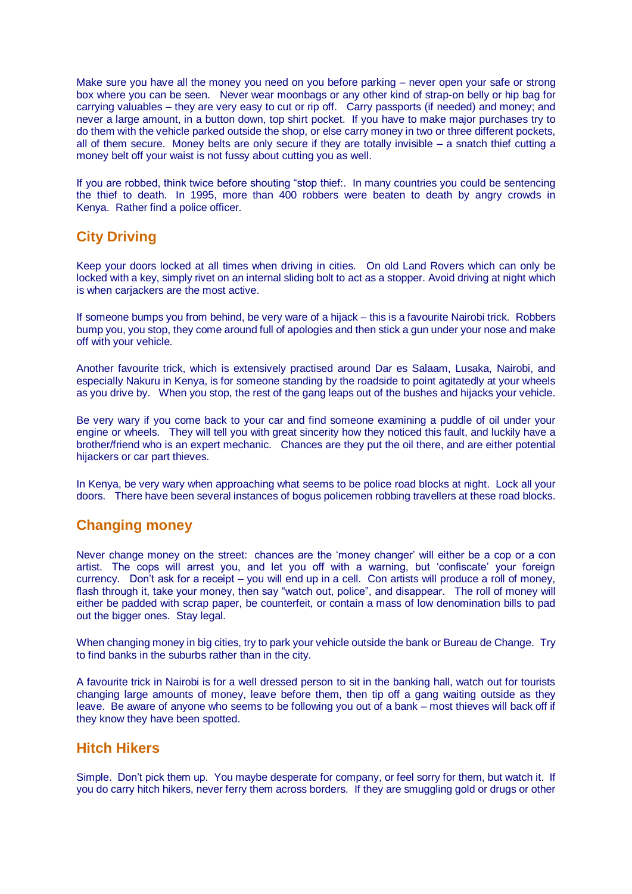Make sure you have all the money you need on you before parking – never open your safe or strong box where you can be seen. Never wear moonbags or any other kind of strap-on belly or hip bag for carrying valuables – they are very easy to cut or rip off. Carry passports (if needed) and money; and never a large amount, in a button down, top shirt pocket. If you have to make major purchases try to do them with the vehicle parked outside the shop, or else carry money in two or three different pockets, all of them secure. Money belts are only secure if they are totally invisible – a snatch thief cutting a money belt off your waist is not fussy about cutting you as well.

If you are robbed, think twice before shouting "stop thief:. In many countries you could be sentencing the thief to death. In 1995, more than 400 robbers were beaten to death by angry crowds in Kenya. Rather find a police officer.

## City Driving

Keep your doors locked at all times when driving in cities. On old Land Rovers which can only be locked with a key, simply rivet on an internal sliding bolt to act as a stopper. Avoid driving at night which is when carjackers are the most active.

If someone bumps you from behind, be very ware of a hijack – this is a favourite Nairobi trick. Robbers bump you, you stop, they come around full of apologies and then stick a gun under your nose and make off with your vehicle.

Another favourite trick, which is extensively practised around Dar es Salaam, Lusaka, Nairobi, and especially Nakuru in Kenya, is for someone standing by the roadside to point agitatedly at your wheels as you drive by. When you stop, the rest of the gang leaps out of the bushes and hijacks your vehicle.

Be very wary if you come back to your car and find someone examining a puddle of oil under your engine or wheels. They will tell you with great sincerity how they noticed this fault, and luckily have a brother/friend who is an expert mechanic. Chances are they put the oil there, and are either potential hijackers or car part thieves.

In Kenya, be very wary when approaching what seems to be police road blocks at night. Lock all your doors. There have been several instances of bogus policemen robbing travellers at these road blocks.

## Changing money

Never change money on the street: chances are the 'money changer' will either be a cop or a con artist. The cops will arrest you, and let you off with a warning, but 'confiscate' your foreign currency. Don't ask for a receipt – you will end up in a cell. Con artists will produce a roll of money, flash through it, take your money, then say "watch out, police", and disappear. The roll of money will either be padded with scrap paper, be counterfeit, or contain a mass of low denomination bills to pad out the bigger ones. Stay legal.

When changing money in big cities, try to park your vehicle outside the bank or Bureau de Change. Try to find banks in the suburbs rather than in the city.

A favourite trick in Nairobi is for a well dressed person to sit in the banking hall, watch out for tourists changing large amounts of money, leave before them, then tip off a gang waiting outside as they leave. Be aware of anyone who seems to be following you out of a bank – most thieves will back off if they know they have been spotted.

## Hitch Hikers

Simple. Don't pick them up. You maybe desperate for company, or feel sorry for them, but watch it. If you do carry hitch hikers, never ferry them across borders. If they are smuggling gold or drugs or other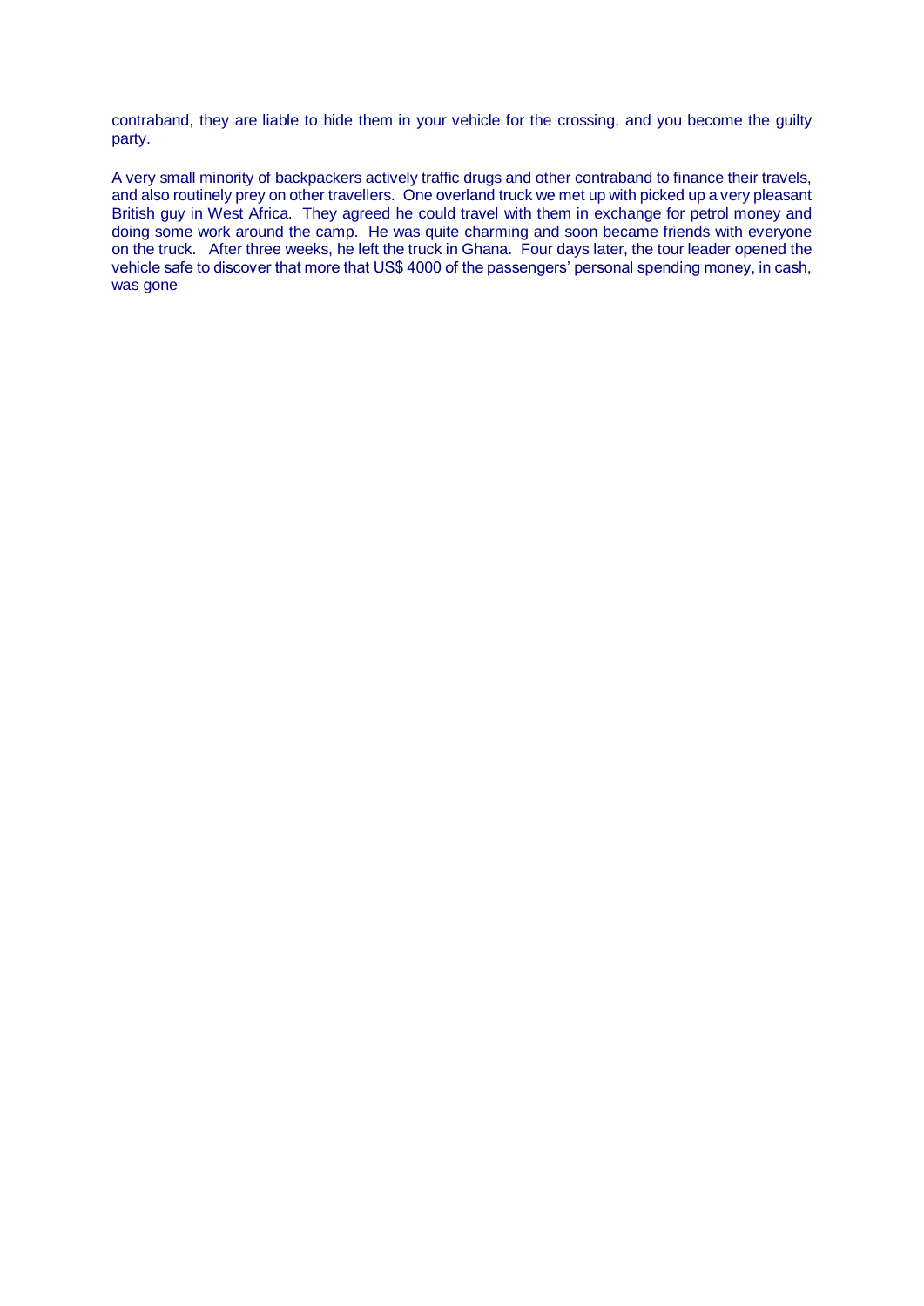contraband, they are liable to hide them in your vehicle for the crossing, and you become the guilty party.

A very small minority of backpackers actively traffic drugs and other contraband to finance their travels, and also routinely prey on other travellers. One overland truck we met up with picked up a very pleasant British guy in West Africa. They agreed he could travel with them in exchange for petrol money and doing some work around the camp. He was quite charming and soon became friends with everyone on the truck. After three weeks, he left the truck in Ghana. Four days later, the tour leader opened the vehicle safe to discover that more that US$ 4000 of the passengers' personal spending money, in cash, was gone